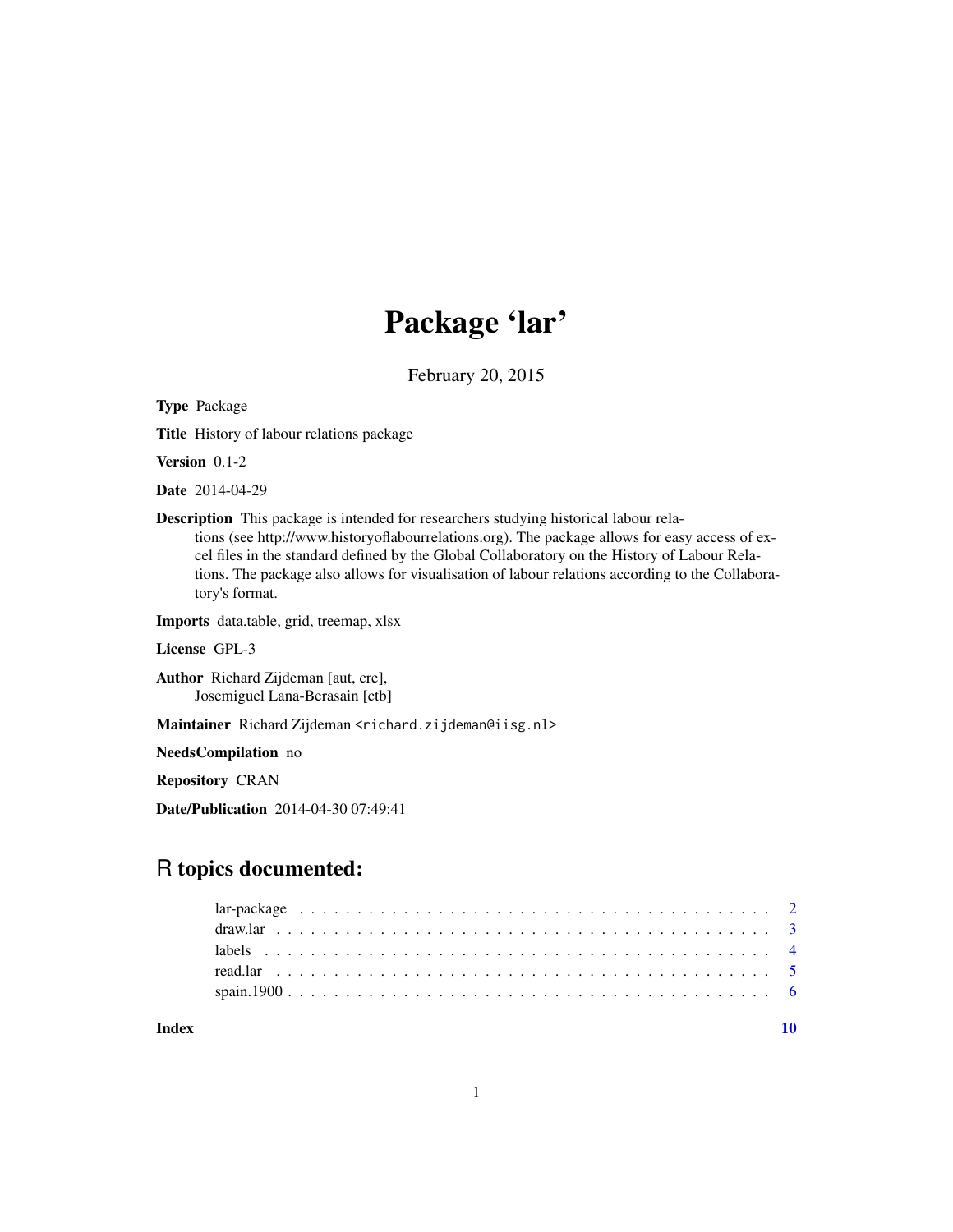# Package 'lar'

February 20, 2015

**Type** Package

**Title** History of labour relations package

**Version** 0.1-2

**Date** 2014-04-29

**Description** This package is intended for researchers studying historical labour relations (see http://www.historyoflabourrelations.org). The package allows for easy access of excel files in the standard defined by the Global Collaboratory on the History of Labour Relations. The package also allows for visualisation of labour relations according to the Collaboratory's format.

**Imports** data.table, grid, treemap, xlsx

**License** GPL-3

**Author** Richard Zijdeman [aut, cre],
Josemiguel Lana-Berasain [ctb]

**Maintainer** Richard Zijdeman <richard.zijdeman@iisg.nl>

**NeedsCompilation** no

**Repository** CRAN

**Date/Publication** 2014-04-30 07:49:41

## R topics documented:

- lar-package . . . . . . . . . . . . . . . . . . . . . . . . . . . . . . . . . . . . . . . 2
- draw.lar . . . . . . . . . . . . . . . . . . . . . . . . . . . . . . . . . . . . . . . . 3
- labels . . . . . . . . . . . . . . . . . . . . . . . . . . . . . . . . . . . . . . . . . 4
- read.lar . . . . . . . . . . . . . . . . . . . . . . . . . . . . . . . . . . . . . . . . 5
- spain.1900 . . . . . . . . . . . . . . . . . . . . . . . . . . . . . . . . . . . . . . . 6

**Index** 10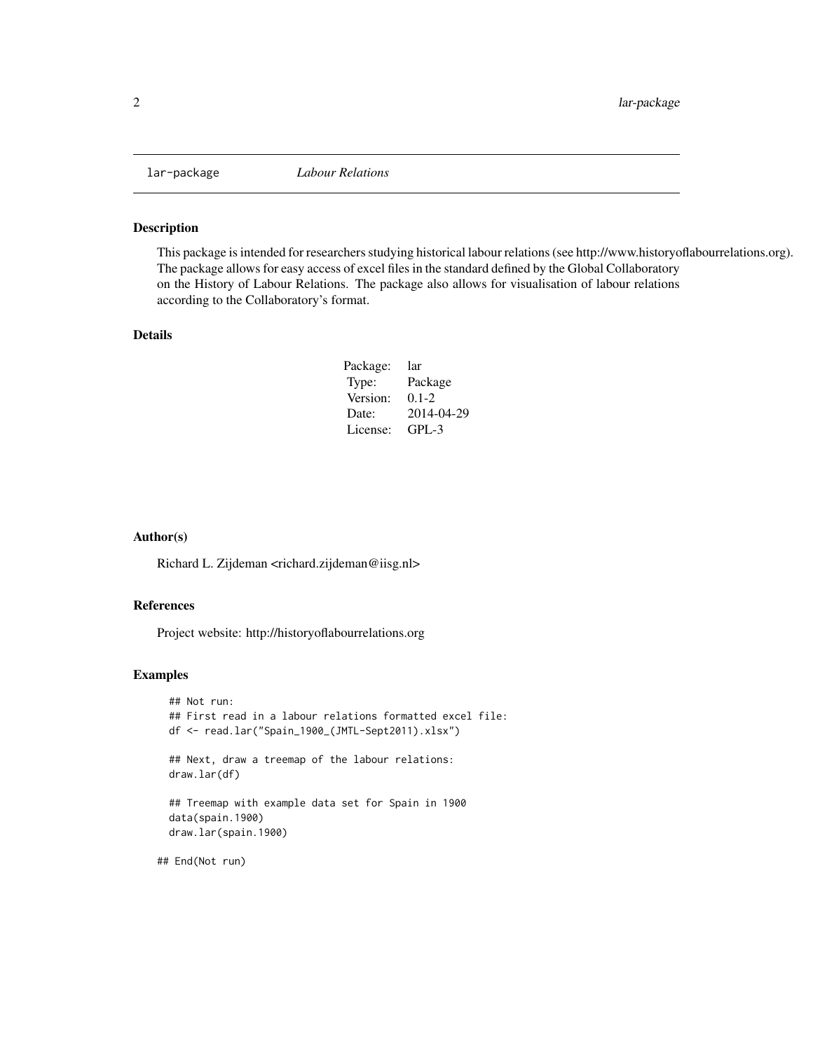lar-package *Labour Relations*

### Description

This package is intended for researchers studying historical labour relations (see http://www.historyoflabourrelations.org). The package allows for easy access of excel files in the standard defined by the Global Collaboratory on the History of Labour Relations. The package also allows for visualisation of labour relations according to the Collaboratory's format.

### Details

| | |
|---|---|
| Package: | lar |
| Type: | Package |
| Version: | 0.1-2 |
| Date: | 2014-04-29 |
| License: | GPL-3 |

### Author(s)

Richard L. Zijdeman <richard.zijdeman@iisg.nl>

### References

Project website: http://historyoflabourrelations.org

### Examples

```
  ## Not run:
  ## First read in a labour relations formatted excel file:
  df <- read.lar("Spain_1900_(JMTL-Sept2011).xlsx")

  ## Next, draw a treemap of the labour relations:
  draw.lar(df)

  ## Treemap with example data set for Spain in 1900
  data(spain.1900)
  draw.lar(spain.1900)

## End(Not run)
```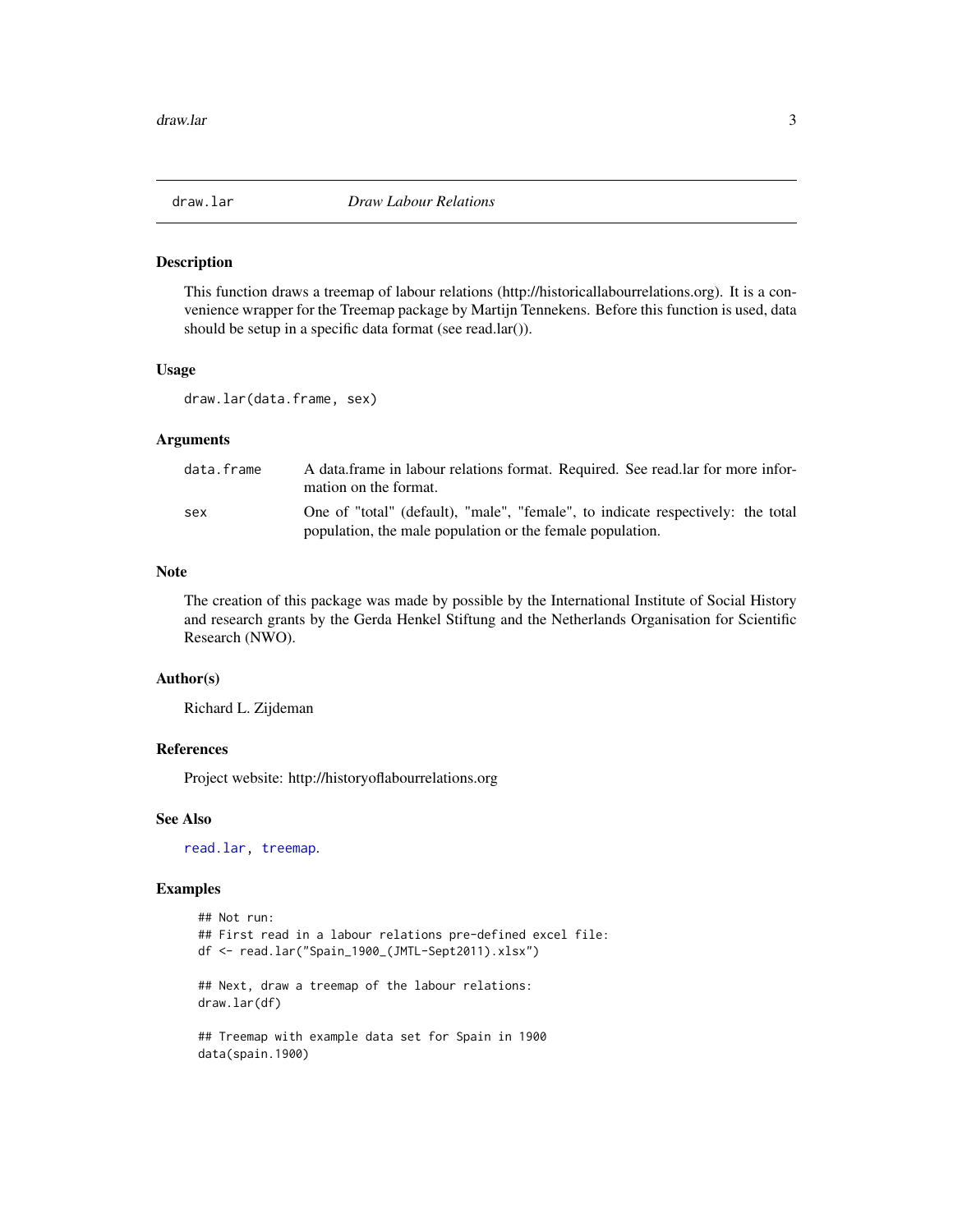# draw.lar *Draw Labour Relations*

## Description

This function draws a treemap of labour relations (http://historicallabourrelations.org). It is a convenience wrapper for the Treemap package by Martijn Tennekens. Before this function is used, data should be setup in a specific data format (see read.lar()).

## Usage

```
draw.lar(data.frame, sex)
```

## Arguments

| | |
|---|---|
| `data.frame` | A data.frame in labour relations format. Required. See read.lar for more information on the format. |
| `sex` | One of "total" (default), "male", "female", to indicate respectively: the total population, the male population or the female population. |

## Note

The creation of this package was made by possible by the International Institute of Social History and research grants by the Gerda Henkel Stiftung and the Netherlands Organisation for Scientific Research (NWO).

## Author(s)

Richard L. Zijdeman

## References

Project website: http://historyoflabourrelations.org

## See Also

`read.lar`, `treemap`.

## Examples

```
## Not run:
## First read in a labour relations pre-defined excel file:
df <- read.lar("Spain_1900_(JMTL-Sept2011).xlsx")

## Next, draw a treemap of the labour relations:
draw.lar(df)

## Treemap with example data set for Spain in 1900
data(spain.1900)
```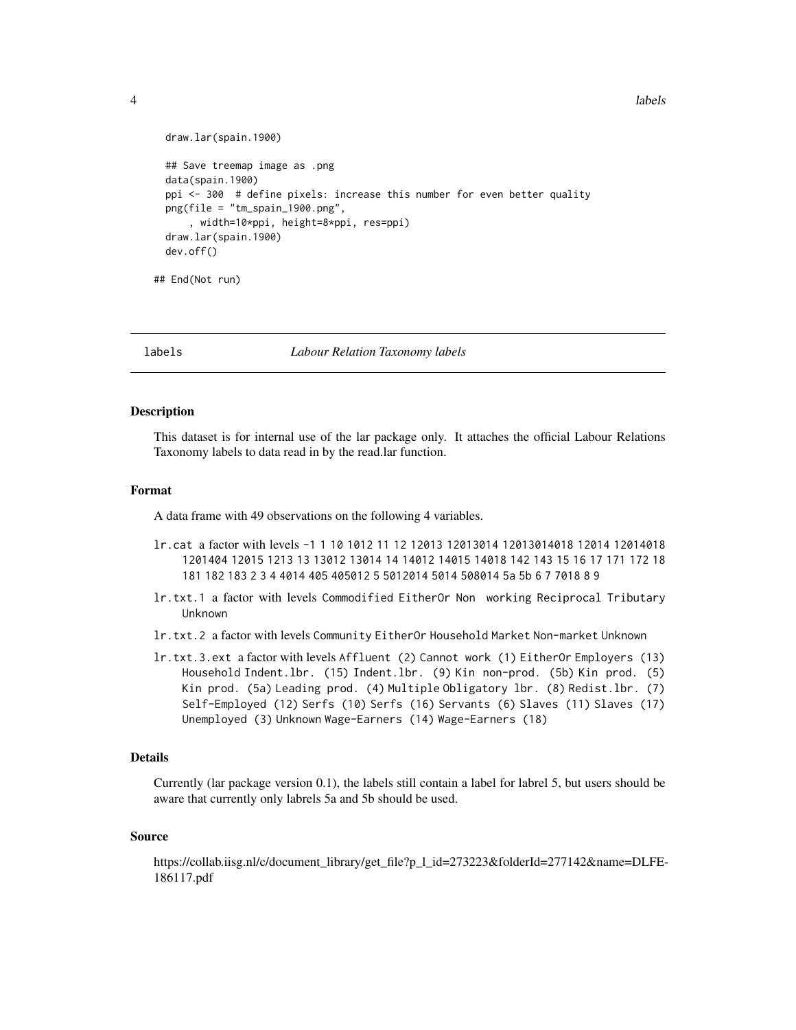```
  draw.lar(spain.1900)

  ## Save treemap image as .png
  data(spain.1900)
  ppi <- 300  # define pixels: increase this number for even better quality
  png(file = "tm_spain_1900.png",
      , width=10*ppi, height=8*ppi, res=ppi)
  draw.lar(spain.1900)
  dev.off()

## End(Not run)
```

---

## labels — *Labour Relation Taxonomy labels*

### Description

This dataset is for internal use of the lar package only. It attaches the official Labour Relations Taxonomy labels to data read in by the read.lar function.

### Format

A data frame with 49 observations on the following 4 variables.

- `lr.cat` a factor with levels `-1 1 10 1012 11 12 12013 12013014 12013014018 12014 12014018 1201404 12015 1213 13 13012 13014 14 14012 14015 14018 142 143 15 16 17 171 172 18 181 182 183 2 3 4 4014 405 405012 5 5012014 5014 508014 5a 5b 6 7 7018 8 9`
- `lr.txt.1` a factor with levels `Commodified EitherOr Non working Reciprocal Tributary Unknown`
- `lr.txt.2` a factor with levels `Community EitherOr Household Market Non-market Unknown`
- `lr.txt.3.ext` a factor with levels `Affluent (2) Cannot work (1) EitherOr Employers (13) Household Indent.lbr. (15) Indent.lbr. (9) Kin non-prod. (5b) Kin prod. (5) Kin prod. (5a) Leading prod. (4) Multiple Obligatory lbr. (8) Redist.lbr. (7) Self-Employed (12) Serfs (10) Serfs (16) Servants (6) Slaves (11) Slaves (17) Unemployed (3) Unknown Wage-Earners (14) Wage-Earners (18)`

### Details

Currently (lar package version 0.1), the labels still contain a label for labrel 5, but users should be aware that currently only labrels 5a and 5b should be used.

### Source

https://collab.iisg.nl/c/document_library/get_file?p_l_id=273223&folderId=277142&name=DLFE-186117.pdf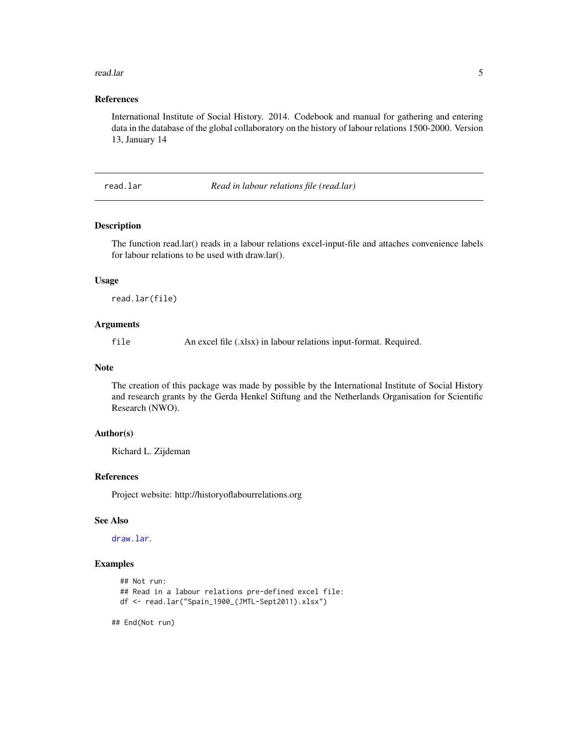### References

International Institute of Social History. 2014. Codebook and manual for gathering and entering data in the database of the global collaboratory on the history of labour relations 1500-2000. Version 13, January 14

---

## read.lar — *Read in labour relations file (read.lar)*

### Description

The function read.lar() reads in a labour relations excel-input-file and attaches convenience labels for labour relations to be used with draw.lar().

### Usage

```
read.lar(file)
```

### Arguments

| | |
|---|---|
| `file` | An excel file (.xlsx) in labour relations input-format. Required. |

### Note

The creation of this package was made by possible by the International Institute of Social History and research grants by the Gerda Henkel Stiftung and the Netherlands Organisation for Scientific Research (NWO).

### Author(s)

Richard L. Zijdeman

### References

Project website: http://historyoflabourrelations.org

### See Also

`draw.lar`.

### Examples

```
  ## Not run:
  ## Read in a labour relations pre-defined excel file:
  df <- read.lar("Spain_1900_(JMTL-Sept2011).xlsx")

## End(Not run)
```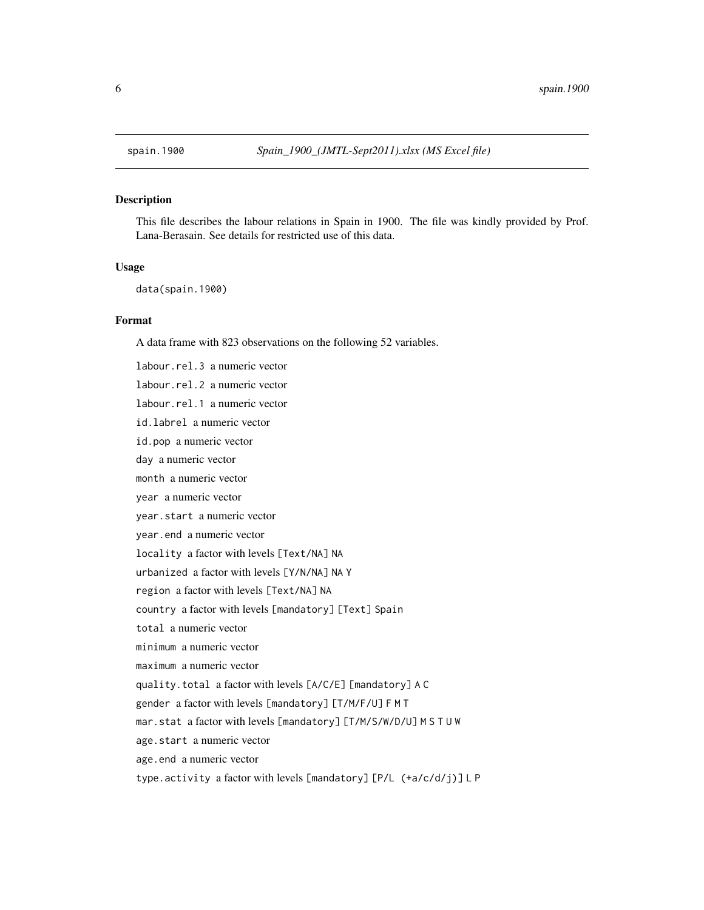spain.1900 &nbsp;&nbsp;&nbsp; *Spain_1900_(JMTL-Sept2011).xlsx (MS Excel file)*

### Description

This file describes the labour relations in Spain in 1900. The file was kindly provided by Prof. Lana-Berasain. See details for restricted use of this data.

### Usage

```
data(spain.1900)
```

### Format

A data frame with 823 observations on the following 52 variables.

- `labour.rel.3` a numeric vector
- `labour.rel.2` a numeric vector
- `labour.rel.1` a numeric vector
- `id.labrel` a numeric vector
- `id.pop` a numeric vector
- `day` a numeric vector
- `month` a numeric vector
- `year` a numeric vector
- `year.start` a numeric vector
- `year.end` a numeric vector
- `locality` a factor with levels `[Text/NA]` `NA`
- `urbanized` a factor with levels `[Y/N/NA]` `NA` `Y`
- `region` a factor with levels `[Text/NA]` `NA`
- `country` a factor with levels `[mandatory]` `[Text]` `Spain`
- `total` a numeric vector
- `minimum` a numeric vector
- `maximum` a numeric vector
- `quality.total` a factor with levels `[A/C/E]` `[mandatory]` `A` `C`
- `gender` a factor with levels `[mandatory]` `[T/M/F/U]` `F` `M` `T`
- `mar.stat` a factor with levels `[mandatory]` `[T/M/S/W/D/U]` `M` `S` `T` `U` `W`
- `age.start` a numeric vector
- `age.end` a numeric vector
- `type.activity` a factor with levels `[mandatory]` `[P/L (+a/c/d/j)]` `L` `P`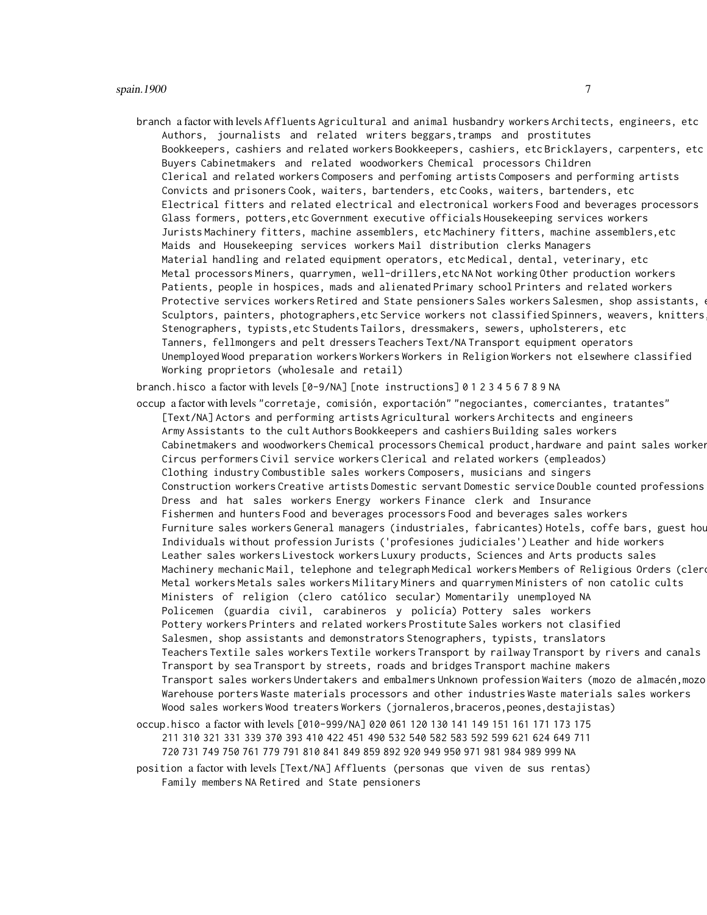**branch** a factor with levels Affluents Agricultural and animal husbandry workers Architects, engineers, etc Authors, journalists and related writers beggars,tramps and prostitutes Bookkeepers, cashiers and related workers Bookkeepers, cashiers, etc Bricklayers, carpenters, etc Buyers Cabinetmakers and related woodworkers Chemical processors Children Clerical and related workers Composers and perfoming artists Composers and performing artists Convicts and prisoners Cook, waiters, bartenders, etc Cooks, waiters, bartenders, etc Electrical fitters and related electrical and electronical workers Food and beverages processors Glass formers, potters,etc Government executive officials Housekeeping services workers Jurists Machinery fitters, machine assemblers, etc Machinery fitters, machine assemblers,etc Maids and Housekeeping services workers Mail distribution clerks Managers Material handling and related equipment operators, etc Medical, dental, veterinary, etc Metal processors Miners, quarrymen, well-drillers,etc NA Not working Other production workers Patients, people in hospices, mads and alienated Primary school Printers and related workers Protective services workers Retired and State pensioners Sales workers Salesmen, shop assistants, e Sculptors, painters, photographers,etc Service workers not classified Spinners, weavers, knitters, Stenographers, typists,etc Students Tailors, dressmakers, sewers, upholsterers, etc Tanners, fellmongers and pelt dressers Teachers Text/NA Transport equipment operators Unemployed Wood preparation workers Workers Workers in Religion Workers not elsewhere classified Working proprietors (wholesale and retail)

**branch.hisco** a factor with levels [0-9/NA] [note instructions] 0 1 2 3 4 5 6 7 8 9 NA

**occup** a factor with levels "corretaje, comisión, exportación" "negociantes, comerciantes, tratantes" [Text/NA] Actors and performing artists Agricultural workers Architects and engineers Army Assistants to the cult Authors Bookkeepers and cashiers Building sales workers Cabinetmakers and woodworkers Chemical processors Chemical product,hardware and paint sales worker Circus performers Civil service workers Clerical and related workers (empleados) Clothing industry Combustible sales workers Composers, musicians and singers Construction workers Creative artists Domestic servant Domestic service Double counted professions Dress and hat sales workers Energy workers Finance clerk and Insurance Fishermen and hunters Food and beverages processors Food and beverages sales workers Furniture sales workers General managers (industriales, fabricantes) Hotels, coffe bars, guest hou Individuals without profession Jurists ('profesiones judiciales') Leather and hide workers Leather sales workers Livestock workers Luxury products, Sciences and Arts products sales Machinery mechanic Mail, telephone and telegraph Medical workers Members of Religious Orders (clero Metal workers Metals sales workers Military Miners and quarrymen Ministers of non catolic cults Ministers of religion (clero católico secular) Momentarily unemployed NA Policemen (guardia civil, carabineros y policía) Pottery sales workers Pottery workers Printers and related workers Prostitute Sales workers not clasified Salesmen, shop assistants and demonstrators Stenographers, typists, translators Teachers Textile sales workers Textile workers Transport by railway Transport by rivers and canals Transport by sea Transport by streets, roads and bridges Transport machine makers Transport sales workers Undertakers and embalmers Unknown profession Waiters (mozo de almacén,mozo Warehouse porters Waste materials processors and other industries Waste materials sales workers Wood sales workers Wood treaters Workers (jornaleros,braceros,peones,destajistas)

**occup.hisco** a factor with levels [010-999/NA] 020 061 120 130 141 149 151 161 171 173 175 211 310 321 331 339 370 393 410 422 451 490 532 540 582 583 592 599 621 624 649 711 720 731 749 750 761 779 791 810 841 849 859 892 920 949 950 971 981 984 989 999 NA

**position** a factor with levels [Text/NA] Affluents (personas que viven de sus rentas) Family members NA Retired and State pensioners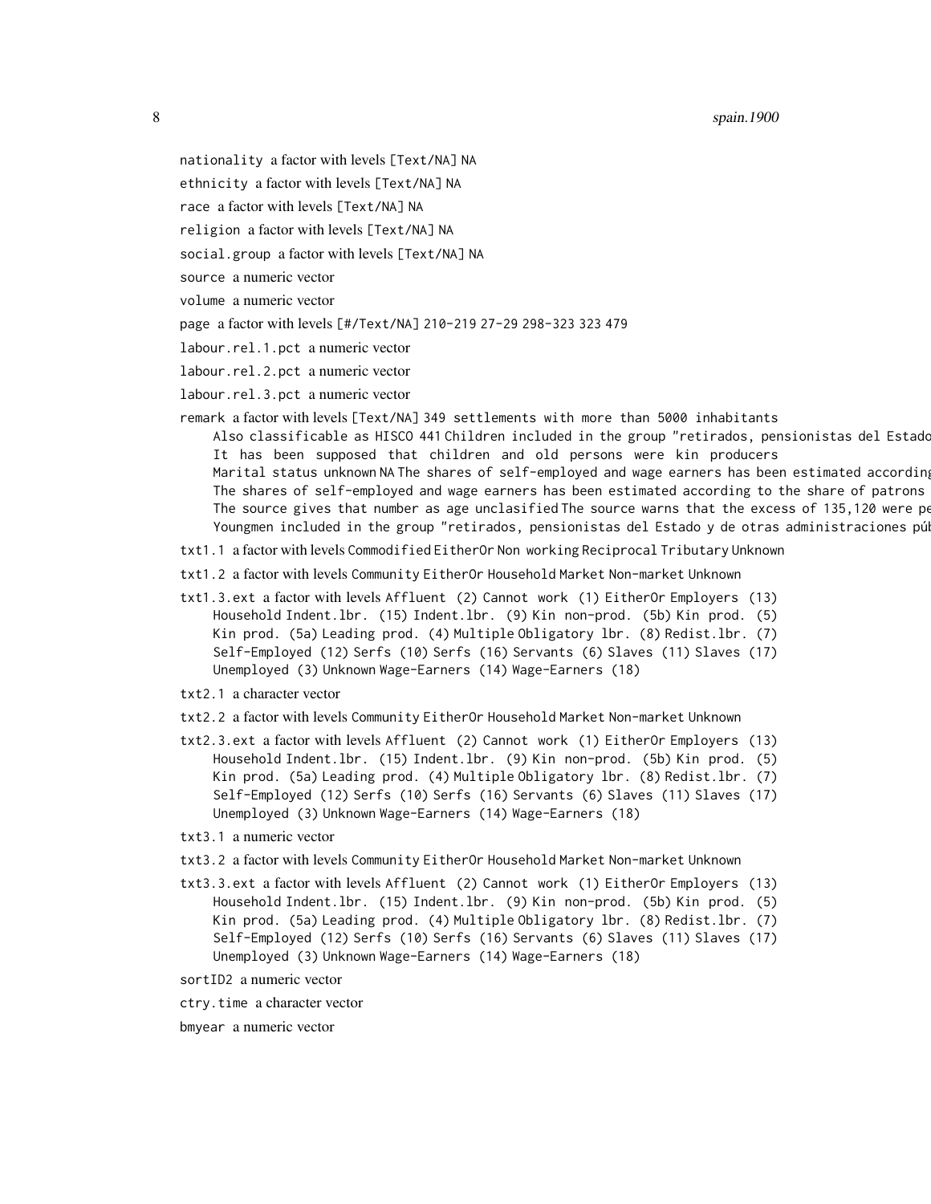nationality a factor with levels [Text/NA] NA

ethnicity a factor with levels [Text/NA] NA

race a factor with levels [Text/NA] NA

religion a factor with levels [Text/NA] NA

social.group a factor with levels [Text/NA] NA

source a numeric vector

volume a numeric vector

page a factor with levels [#/Text/NA] 210-219 27-29 298-323 323 479

labour.rel.1.pct a numeric vector

labour.rel.2.pct a numeric vector

labour.rel.3.pct a numeric vector

remark a factor with levels [Text/NA] 349 settlements with more than 5000 inhabitants Also classificable as HISCO 441 Children included in the group "retirados, pensionistas del Estado It has been supposed that children and old persons were kin producers Marital status unknown NA The shares of self-employed and wage earners has been estimated according The shares of self-employed and wage earners has been estimated according to the share of patrons The source gives that number as age unclasified The source warns that the excess of 135,120 were pe Youngmen included in the group "retirados, pensionistas del Estado y de otras administraciones púb

txt1.1 a factor with levels Commodified EitherOr Non working Reciprocal Tributary Unknown

txt1.2 a factor with levels Community EitherOr Household Market Non-market Unknown

txt1.3.ext a factor with levels Affluent (2) Cannot work (1) EitherOr Employers (13) Household Indent.lbr. (15) Indent.lbr. (9) Kin non-prod. (5b) Kin prod. (5) Kin prod. (5a) Leading prod. (4) Multiple Obligatory lbr. (8) Redist.lbr. (7) Self-Employed (12) Serfs (10) Serfs (16) Servants (6) Slaves (11) Slaves (17) Unemployed (3) Unknown Wage-Earners (14) Wage-Earners (18)

txt2.1 a character vector

txt2.2 a factor with levels Community EitherOr Household Market Non-market Unknown

txt2.3.ext a factor with levels Affluent (2) Cannot work (1) EitherOr Employers (13) Household Indent.lbr. (15) Indent.lbr. (9) Kin non-prod. (5b) Kin prod. (5) Kin prod. (5a) Leading prod. (4) Multiple Obligatory lbr. (8) Redist.lbr. (7) Self-Employed (12) Serfs (10) Serfs (16) Servants (6) Slaves (11) Slaves (17) Unemployed (3) Unknown Wage-Earners (14) Wage-Earners (18)

txt3.1 a numeric vector

txt3.2 a factor with levels Community EitherOr Household Market Non-market Unknown

txt3.3.ext a factor with levels Affluent (2) Cannot work (1) EitherOr Employers (13) Household Indent.lbr. (15) Indent.lbr. (9) Kin non-prod. (5b) Kin prod. (5) Kin prod. (5a) Leading prod. (4) Multiple Obligatory lbr. (8) Redist.lbr. (7) Self-Employed (12) Serfs (10) Serfs (16) Servants (6) Slaves (11) Slaves (17) Unemployed (3) Unknown Wage-Earners (14) Wage-Earners (18)

sortID2 a numeric vector

ctry.time a character vector

bmyear a numeric vector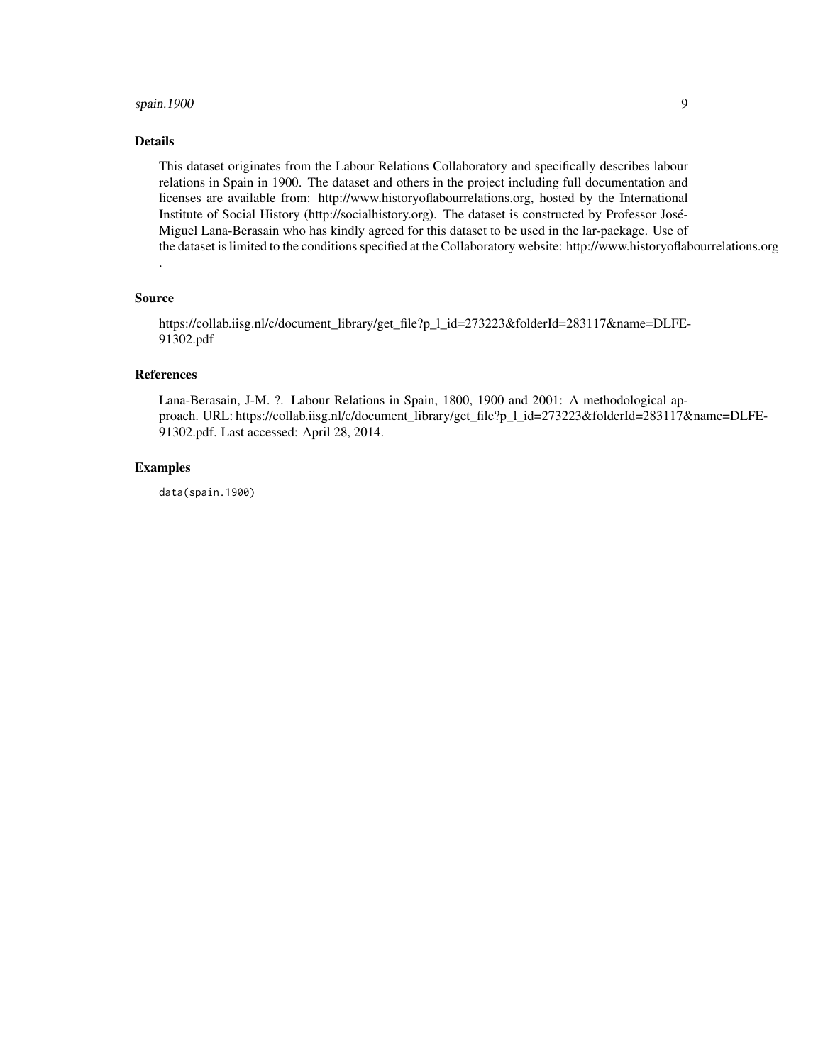## Details

This dataset originates from the Labour Relations Collaboratory and specifically describes labour relations in Spain in 1900. The dataset and others in the project including full documentation and licenses are available from: http://www.historyoflabourrelations.org, hosted by the International Institute of Social History (http://socialhistory.org). The dataset is constructed by Professor José-Miguel Lana-Berasain who has kindly agreed for this dataset to be used in the lar-package. Use of the dataset is limited to the conditions specified at the Collaboratory website: http://www.historyoflabourrelations.org .

## Source

https://collab.iisg.nl/c/document_library/get_file?p_l_id=273223&folderId=283117&name=DLFE-91302.pdf

## References

Lana-Berasain, J-M. ?. Labour Relations in Spain, 1800, 1900 and 2001: A methodological approach. URL: https://collab.iisg.nl/c/document_library/get_file?p_l_id=273223&folderId=283117&name=DLFE-91302.pdf. Last accessed: April 28, 2014.

## Examples

```
data(spain.1900)
```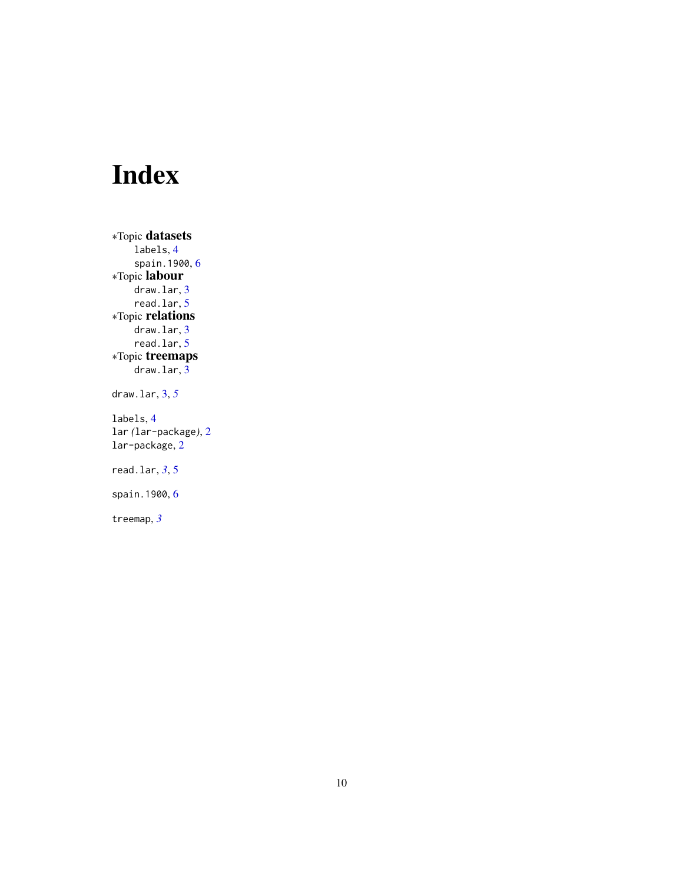# Index

∗Topic **datasets**

- labels, 4
- spain.1900, 6

∗Topic **labour**

- draw.lar, 3
- read.lar, 5

∗Topic **relations**

- draw.lar, 3
- read.lar, 5

∗Topic **treemaps**

- draw.lar, 3

draw.lar, 3, *5*

labels, 4
lar *(*lar-package*)*, 2
lar-package, 2

read.lar, *3*, 5

spain.1900, 6

treemap, *3*